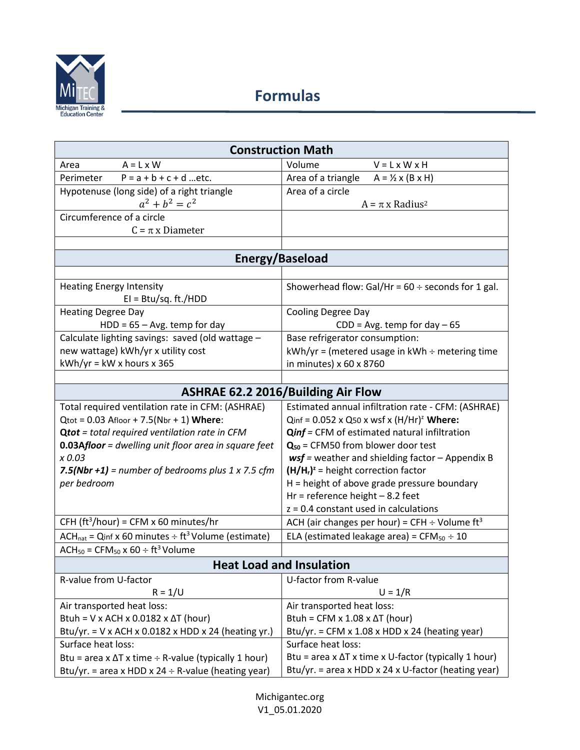# Formulas

| Construction Math | |
|---|---|
| Area $A = L \times W$ | Volume $V = L \times W \times H$ |
| Perimeter $P = a + b + c + d$ …etc. | Area of a triangle $A = ½ \times (B \times H)$ |
| Hypotenuse (long side) of a right triangle $a^2 + b^2 = c^2$ | Area of a circle $A = \pi \times \text{Radius}^2$ |
| Circumference of a circle $C = \pi \times \text{Diameter}$ | |
| | |
| **Energy/Baseload** | |
| | |
| Heating Energy Intensity EI = Btu/sq. ft./HDD | Showerhead flow: Gal/Hr = 60 ÷ seconds for 1 gal. |
| Heating Degree Day HDD = 65 – Avg. temp for day | Cooling Degree Day CDD = Avg. temp for day – 65 |
| Calculate lighting savings: saved (old wattage – new wattage) kWh/yr x utility cost kWh/yr = kW x hours x 365 | Base refrigerator consumption: kWh/yr = (metered usage in kWh ÷ metering time in minutes) x 60 x 8760 |
| | |
| **ASHRAE 62.2 2016/Building Air Flow** | |
| Total required ventilation rate in CFM: (ASHRAE) $Q_{tot} = 0.03\ A_{floor} + 7.5(N_{br} + 1)$ **Where**: **Q***tot* = *total required ventilation rate in CFM* **0.03A***floor* = *dwelling unit floor area in square feet x 0.03* ***7.5(Nbr +1)*** = *number of bedrooms plus 1 x 7.5 cfm per bedroom* | Estimated annual infiltration rate - CFM: (ASHRAE) $Q_{inf} = 0.052 \times Q_{50} \times wsf \times (H/Hr)^z$ **Where:** **Q***inf* = CFM of estimated natural infiltration $Q_{50}$ = CFM50 from blower door test ***wsf*** = weather and shielding factor – Appendix B $(H/H_r)^z$ = height correction factor H = height of above grade pressure boundary Hr = reference height – 8.2 feet z = 0.4 constant used in calculations |
| CFH ($ft^3$/hour) = CFM x 60 minutes/hr | ACH (air changes per hour) = CFH ÷ Volume $ft^3$ |
| $ACH_{nat} = Q_{inf}$ x 60 minutes ÷ $ft^3$ Volume (estimate) | ELA (estimated leakage area) = $CFM_{50}$ ÷ 10 |
| $ACH_{50} = CFM_{50}$ x 60 ÷ $ft^3$ Volume | |
| **Heat Load and Insulation** | |
| R-value from U-factor $R = 1/U$ | U-factor from R-value $U = 1/R$ |
| Air transported heat loss: Btuh = V x ACH x 0.0182 x ΔT (hour) Btu/yr. = V x ACH x 0.0182 x HDD x 24 (heating yr.) | Air transported heat loss: Btuh = CFM x 1.08 x ΔT (hour) Btu/yr. = CFM x 1.08 x HDD x 24 (heating year) |
| Surface heat loss: Btu = area x ΔT x time ÷ R-value (typically 1 hour) Btu/yr. = area x HDD x 24 ÷ R-value (heating year) | Surface heat loss: Btu = area x ΔT x time x U-factor (typically 1 hour) Btu/yr. = area x HDD x 24 x U-factor (heating year) |

Michigantec.org
V1_05.01.2020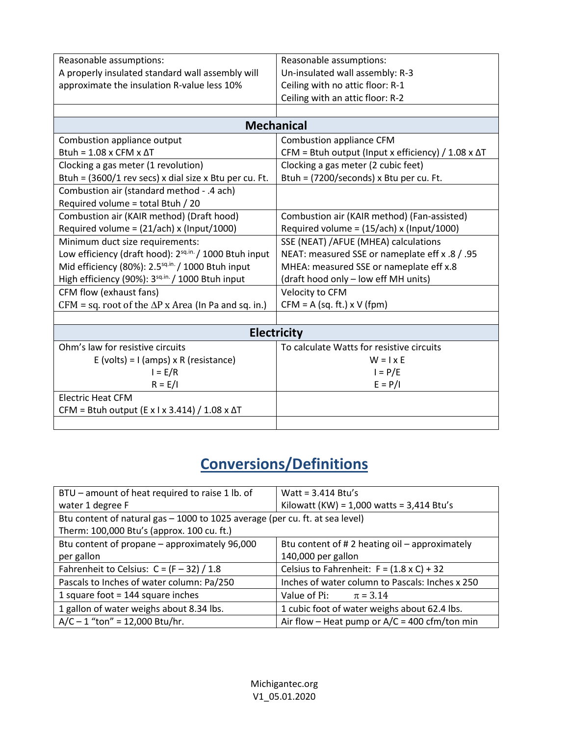| | |
|---|---|
| Reasonable assumptions:<br>A properly insulated standard wall assembly will approximate the insulation R-value less 10% | Reasonable assumptions:<br>Un-insulated wall assembly: R-3<br>Ceiling with no attic floor: R-1<br>Ceiling with an attic floor: R-2 |
| | |
| **Mechanical** | |
| Combustion appliance output<br>Btuh = 1.08 x CFM x $\Delta$T | Combustion appliance CFM<br>CFM = Btuh output (Input x efficiency) / 1.08 x $\Delta$T |
| Clocking a gas meter (1 revolution)<br>Btuh = (3600/1 rev secs) x dial size x Btu per cu. Ft. | Clocking a gas meter (2 cubic feet)<br>Btuh = (7200/seconds) x Btu per cu. Ft. |
| Combustion air (standard method - .4 ach)<br>Required volume = total Btuh / 20 | |
| Combustion air (KAIR method) (Draft hood)<br>Required volume = (21/ach) x (Input/1000) | Combustion air (KAIR method) (Fan-assisted)<br>Required volume = (15/ach) x (Input/1000) |
| Minimum duct size requirements:<br>Low efficiency (draft hood): 2 sq.in. / 1000 Btuh input<br>Mid efficiency (80%): 2.5 sq.in. / 1000 Btuh input<br>High efficiency (90%): 3 sq.in. / 1000 Btuh input | SSE (NEAT) /AFUE (MHEA) calculations<br>NEAT: measured SSE or nameplate eff x .8 / .95<br>MHEA: measured SSE or nameplate eff x.8<br>(draft hood only – low eff MH units) |
| CFM flow (exhaust fans)<br>CFM = sq. root of the $\Delta$P x Area (In Pa and sq. in.) | Velocity to CFM<br>CFM = A (sq. ft.) x V (fpm) |
| | |
| **Electricity** | |
| Ohm's law for resistive circuits<br>E (volts) = I (amps) x R (resistance)<br>I = E/R<br>R = E/I | To calculate Watts for resistive circuits<br>W = I x E<br>I = P/E<br>E = P/I |
| Electric Heat CFM<br>CFM = Btuh output (E x I x 3.414) / 1.08 x $\Delta$T | |
| | |

## Conversions/Definitions

| | |
|---|---|
| BTU – amount of heat required to raise 1 lb. of water 1 degree F | Watt = 3.414 Btu's<br>Kilowatt (KW) = 1,000 watts = 3,414 Btu's |
| Btu content of natural gas – 1000 to 1025 average (per cu. ft. at sea level)<br>Therm: 100,000 Btu's (approx. 100 cu. ft.) | |
| Btu content of propane – approximately 96,000 per gallon | Btu content of # 2 heating oil – approximately 140,000 per gallon |
| Fahrenheit to Celsius: C = (F – 32) / 1.8 | Celsius to Fahrenheit: F = (1.8 x C) + 32 |
| Pascals to Inches of water column: Pa/250 | Inches of water column to Pascals: Inches x 250 |
| 1 square foot = 144 square inches | Value of Pi: $\pi$ = 3.14 |
| 1 gallon of water weighs about 8.34 lbs. | 1 cubic foot of water weighs about 62.4 lbs. |
| A/C – 1 "ton" = 12,000 Btu/hr. | Air flow – Heat pump or A/C = 400 cfm/ton min |

Michigantec.org
V1_05.01.2020